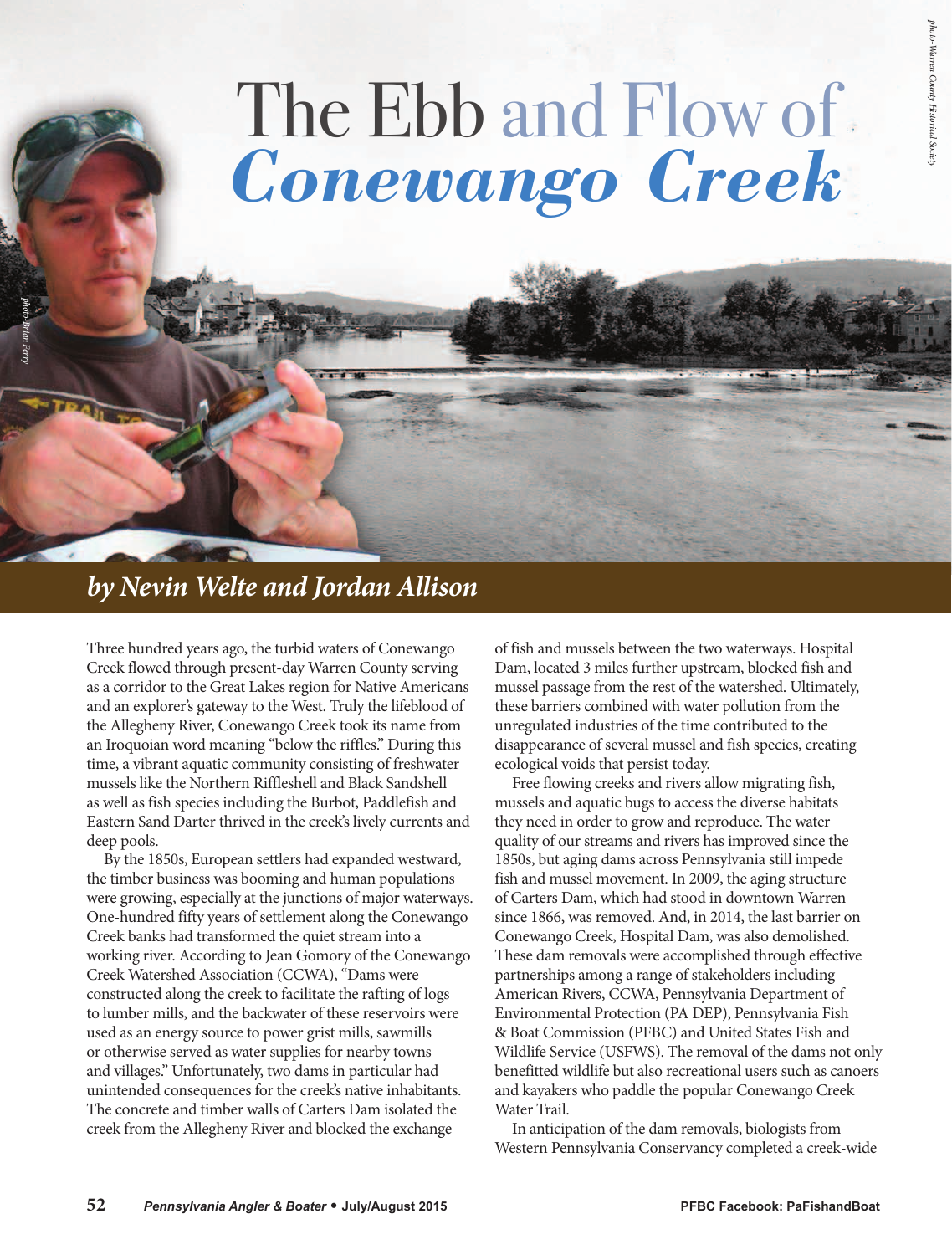# The Ebb and Flow of *Conewango Creek*

photo-Warren County Historical Society

photo-Brian Ferry

## *by Nevin Welte and Jordan Allison*

Three hundred years ago, the turbid waters of Conewango Creek flowed through present-day Warren County serving as a corridor to the Great Lakes region for Native Americans and an explorer's gateway to the West. Truly the lifeblood of the Allegheny River, Conewango Creek took its name from an Iroquoian word meaning "below the riffles." During this time, a vibrant aquatic community consisting of freshwater mussels like the Northern Riffleshell and Black Sandshell as well as fish species including the Burbot, Paddlefish and Eastern Sand Darter thrived in the creek's lively currents and deep pools.

By the 1850s, European settlers had expanded westward, the timber business was booming and human populations were growing, especially at the junctions of major waterways. One-hundred fifty years of settlement along the Conewango Creek banks had transformed the quiet stream into a working river. According to Jean Gomory of the Conewango Creek Watershed Association (CCWA), "Dams were constructed along the creek to facilitate the rafting of logs to lumber mills, and the backwater of these reservoirs were used as an energy source to power grist mills, sawmills or otherwise served as water supplies for nearby towns and villages." Unfortunately, two dams in particular had unintended consequences for the creek's native inhabitants. The concrete and timber walls of Carters Dam isolated the creek from the Allegheny River and blocked the exchange of fish and mussels between the two waterways. Hospital Dam, located 3 miles further upstream, blocked fish and mussel passage from the rest of the watershed. Ultimately, these barriers combined with water pollution from the unregulated industries of the time contributed to the disappearance of several mussel and fish species, creating ecological voids that persist today.

Free flowing creeks and rivers allow migrating fish, mussels and aquatic bugs to access the diverse habitats they need in order to grow and reproduce. The water quality of our streams and rivers has improved since the 1850s, but aging dams across Pennsylvania still impede fish and mussel movement. In 2009, the aging structure of Carters Dam, which had stood in downtown Warren since 1866, was removed. And, in 2014, the last barrier on Conewango Creek, Hospital Dam, was also demolished. These dam removals were accomplished through effective partnerships among a range of stakeholders including American Rivers, CCWA, Pennsylvania Department of Environmental Protection (PA DEP), Pennsylvania Fish & Boat Commission (PFBC) and United States Fish and Wildlife Service (USFWS). The removal of the dams not only benefitted wildlife but also recreational users such as canoers and kayakers who paddle the popular Conewango Creek Water Trail.

In anticipation of the dam removals, biologists from Western Pennsylvania Conservancy completed a creek-wide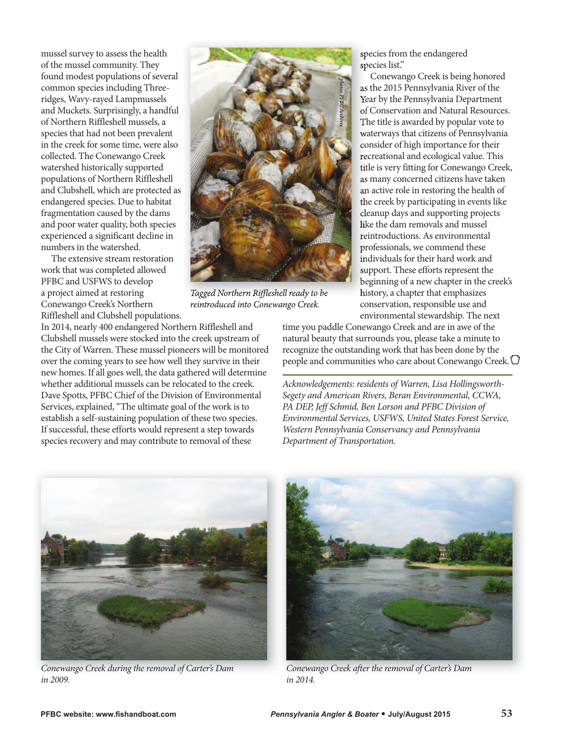mussel survey to assess the health of the mussel community. They found modest populations of several common species including Three-ridges, Wavy-rayed Lampmussels and Muckets. Surprisingly, a handful of Northern Riffleshell mussels, a species that had not been prevalent in the creek for some time, were also collected. The Conewango Creek watershed historically supported populations of Northern Riffleshell and Clubshell, which are protected as endangered species. Due to habitat fragmentation caused by the dams and poor water quality, both species experienced a significant decline in numbers in the watershed.

The extensive stream restoration work that was completed allowed PFBC and USFWS to develop a project aimed at restoring Conewango Creek's Northern Riffleshell and Clubshell populations. In 2014, nearly 400 endangered Northern Riffleshell and Clubshell mussels were stocked into the creek upstream of the City of Warren. These mussel pioneers will be monitored over the coming years to see how well they survive in their new homes. If all goes well, the data gathered will determine whether additional mussels can be relocated to the creek. Dave Spotts, PFBC Chief of the Division of Environmental Services, explained, "The ultimate goal of the work is to establish a self-sustaining population of these two species. If successful, these efforts would represent a step towards species recovery and may contribute to removal of these species from the endangered species list."

*photos-PFBC Archives*

*Tagged Northern Riffleshell ready to be reintroduced into Conewango Creek.*

Conewango Creek is being honored as the 2015 Pennsylvania River of the Year by the Pennsylvania Department of Conservation and Natural Resources. The title is awarded by popular vote to waterways that citizens of Pennsylvania consider of high importance for their recreational and ecological value. This title is very fitting for Conewango Creek, as many concerned citizens have taken an active role in restoring the health of the creek by participating in events like cleanup days and supporting projects like the dam removals and mussel reintroductions. As environmental professionals, we commend these individuals for their hard work and support. These efforts represent the beginning of a new chapter in the creek's history, a chapter that emphasizes conservation, responsible use and environmental stewardship. The next time you paddle Conewango Creek and are in awe of the natural beauty that surrounds you, please take a minute to recognize the outstanding work that has been done by the people and communities who care about Conewango Creek.

*Acknowledgements: residents of Warren, Lisa Hollingsworth-Segety and American Rivers, Beran Environmental, CCWA, PA DEP, Jeff Schmid, Ben Lorson and PFBC Division of Environmental Services, USFWS, United States Forest Service, Western Pennsylvania Conservancy and Pennsylvania Department of Transportation.*

*Conewango Creek during the removal of Carter's Dam in 2009.*

*Conewango Creek after the removal of Carter's Dam in 2014.*